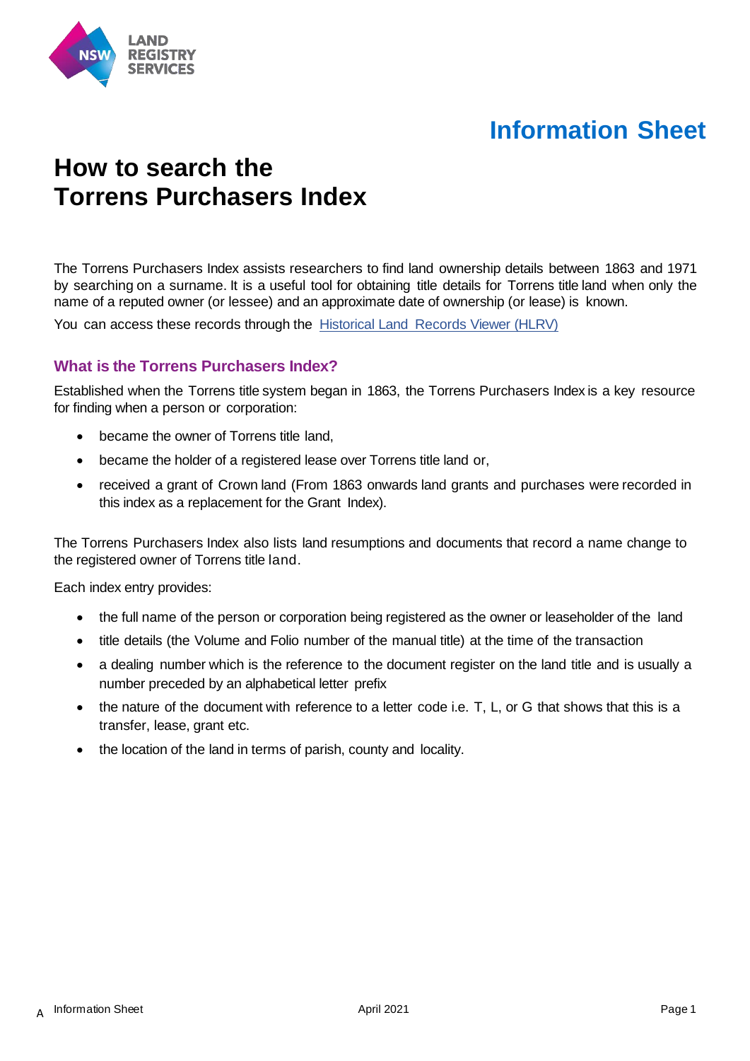Information Sheet

# How to search the Torrens Purchasers Index

The Torrens Purchasers Index assists researchers to find land ownership details between 1863 and 1971 by searching on a surname. It is a useful tool for obtaining title details for Torrens title land when only the name of a reputed owner (or lessee) and an approximate date of ownership (or lease) is known.

You can access these records through the [Historical Land Records Viewer (HLRV)]

## What is the Torrens Purchasers Index?

Established when the Torrens title system began in 1863, the Torrens Purchasers Index is a key resource for finding when a person or corporation:

- became the owner of Torrens title land,
- became the holder of a registered lease over Torrens title land or,
- received a grant of Crown land (From 1863 onwards land grants and purchases were recorded in this index as a replacement for the Grant Index).

The Torrens Purchasers Index also lists land resumptions and documents that record a name change to the registered owner of Torrens title land.

Each index entry provides:

- the full name of the person or corporation being registered as the owner or leaseholder of the land
- title details (the Volume and Folio number of the manual title) at the time of the transaction
- a dealing number which is the reference to the document register on the land title and is usually a number preceded by an alphabetical letter prefix
- the nature of the document with reference to a letter code i.e. T, L, or G that shows that this is a transfer, lease, grant etc.
- the location of the land in terms of parish, county and locality.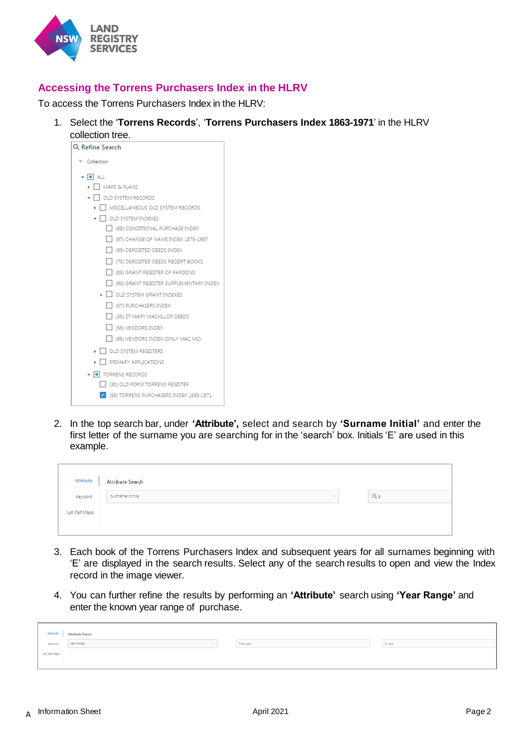## Accessing the Torrens Purchasers Index in the HLRV

To access the Torrens Purchasers Index in the HLRV:

1. Select the '**Torrens Records**', '**Torrens Purchasers Index 1863-1971**' in the HLRV collection tree.

2. In the top search bar, under **'Attribute',** select and search by **'Surname Initial'** and enter the first letter of the surname you are searching for in the 'search' box. Initials 'E' are used in this example.

3. Each book of the Torrens Purchasers Index and subsequent years for all surnames beginning with 'E' are displayed in the search results. Select any of the search results to open and view the Index record in the image viewer.

4. You can further refine the results by performing an **'Attribute'** search using **'Year Range'** and enter the known year range of purchase.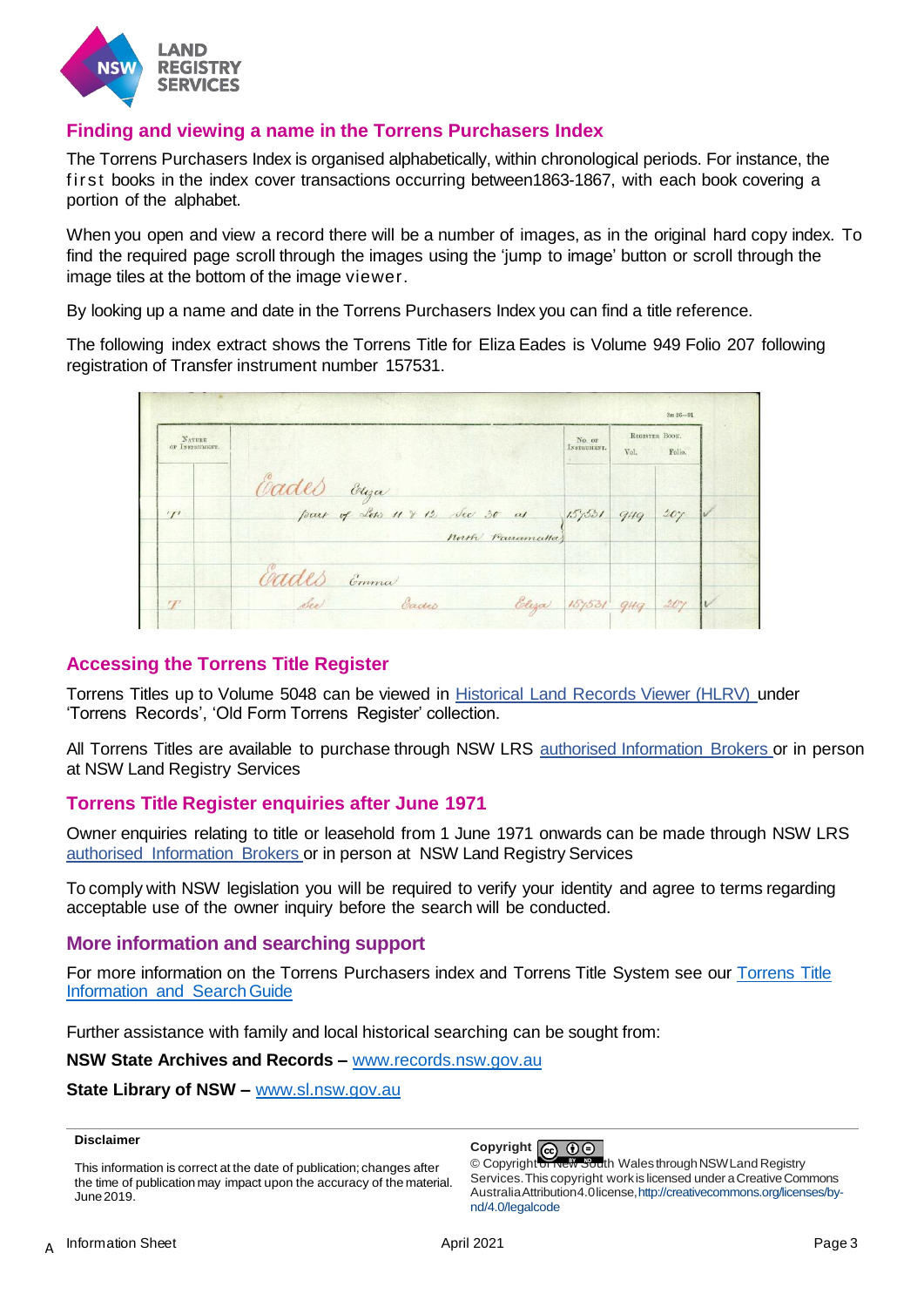## Finding and viewing a name in the Torrens Purchasers Index

The Torrens Purchasers Index is organised alphabetically, within chronological periods. For instance, the first books in the index cover transactions occurring between1863-1867, with each book covering a portion of the alphabet.

When you open and view a record there will be a number of images, as in the original hard copy index. To find the required page scroll through the images using the 'jump to image' button or scroll through the image tiles at the bottom of the image viewer.

By looking up a name and date in the Torrens Purchasers Index you can find a title reference.

The following index extract shows the Torrens Title for Eliza Eades is Volume 949 Folio 207 following registration of Transfer instrument number 157531.

| Nature of Instrument. | | No. of Instrument. | Register Book. Vol. | Folio. |
|---|---|---|---|---|
| | Eades Eliza | | | |
| T | part of Lots 11 & 12 Sec 30 at North Parramatta | 157531 | 949 | 207 |
| | Eades Emma | | | |
| T | See Eades Eliza | 157531 | 949 | 207 |

## Accessing the Torrens Title Register

Torrens Titles up to Volume 5048 can be viewed in [Historical Land Records Viewer (HLRV)](#) under 'Torrens Records', 'Old Form Torrens Register' collection.

All Torrens Titles are available to purchase through NSW LRS [authorised Information Brokers](#) or in person at NSW Land Registry Services

## Torrens Title Register enquiries after June 1971

Owner enquiries relating to title or leasehold from 1 June 1971 onwards can be made through NSW LRS [authorised Information Brokers](#) or in person at NSW Land Registry Services

To comply with NSW legislation you will be required to verify your identity and agree to terms regarding acceptable use of the owner inquiry before the search will be conducted.

## More information and searching support

For more information on the Torrens Purchasers index and Torrens Title System see our [Torrens Title Information and Search Guide](#)

Further assistance with family and local historical searching can be sought from:

**NSW State Archives and Records –** [www.records.nsw.gov.au](http://www.records.nsw.gov.au)

**State Library of NSW –** [www.sl.nsw.gov.au](http://www.sl.nsw.gov.au)

**Disclaimer**

This information is correct at the date of publication; changes after the time of publication may impact upon the accuracy of the material. June 2019.

**Copyright**

© Copyright of New South Wales through NSW Land Registry Services. This copyright work is licensed under a Creative Commons Australia Attribution 4.0 license, http://creativecommons.org/licenses/by-nd/4.0/legalcode